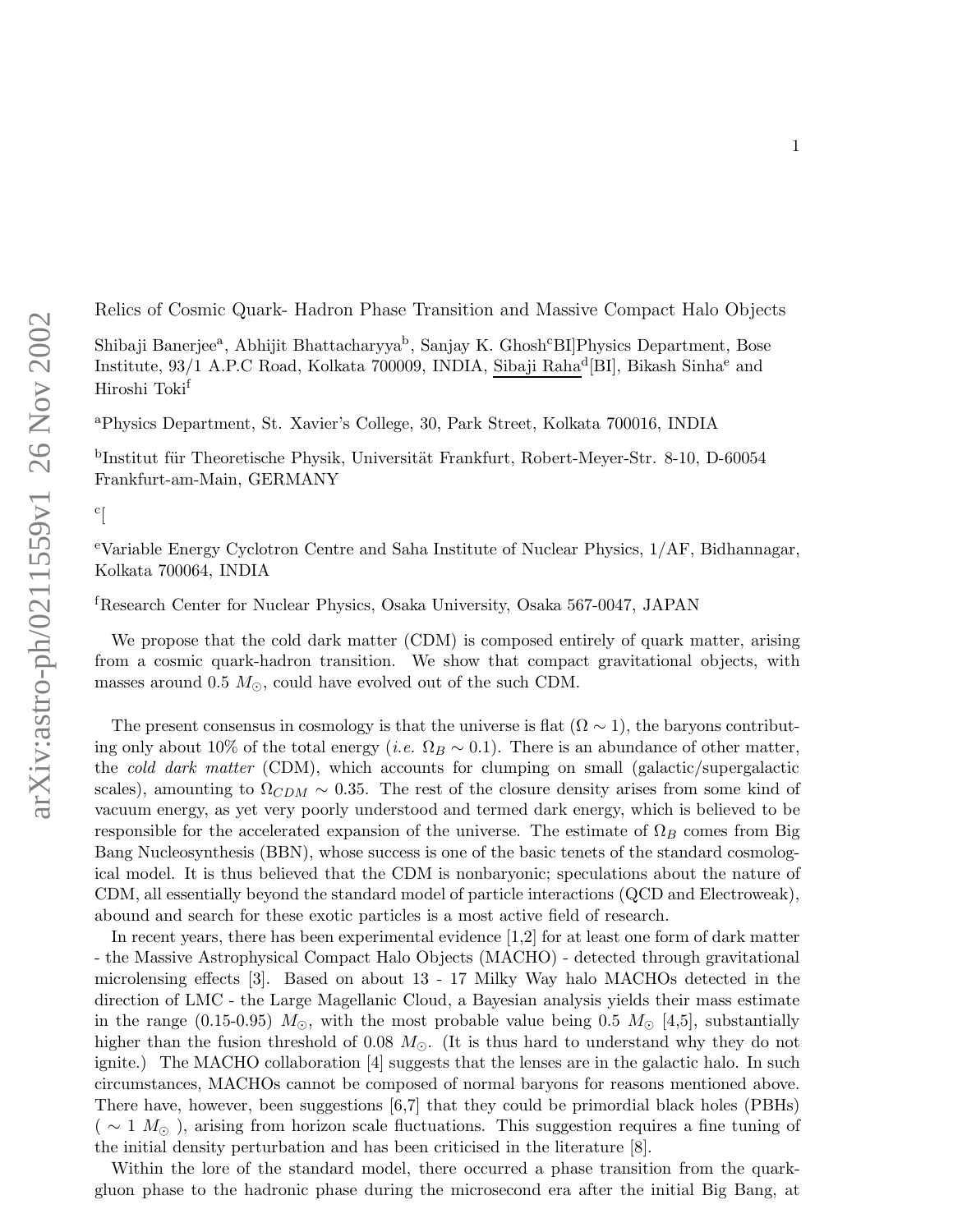# Relics of Cosmic Quark- Hadron Phase Transition and Massive Compact Halo Objects

Shibaji Banerjee[a], Abhijit Bhattacharyya[b], Sanjay K. Ghosh[c]BI]Physics Department, Bose Institute, 93/1 A.P.C Road, Kolkata 700009, INDIA, Sibaji Raha[d][BI], Bikash Sinha[e] and Hiroshi Toki[f]

[a]Physics Department, St. Xavier's College, 30, Park Street, Kolkata 700016, INDIA

[b]Institut für Theoretische Physik, Universität Frankfurt, Robert-Meyer-Str. 8-10, D-60054 Frankfurt-am-Main, GERMANY

[c][

[e]Variable Energy Cyclotron Centre and Saha Institute of Nuclear Physics, 1/AF, Bidhannagar, Kolkata 700064, INDIA

[f]Research Center for Nuclear Physics, Osaka University, Osaka 567-0047, JAPAN

We propose that the cold dark matter (CDM) is composed entirely of quark matter, arising from a cosmic quark-hadron transition. We show that compact gravitational objects, with masses around 0.5 $M_{\odot}$, could have evolved out of the such CDM.

The present consensus in cosmology is that the universe is flat ($\Omega \sim 1$), the baryons contributing only about 10% of the total energy (*i.e.* $\Omega_B \sim 0.1$). There is an abundance of other matter, the *cold dark matter* (CDM), which accounts for clumping on small (galactic/supergalactic scales), amounting to $\Omega_{CDM} \sim 0.35$. The rest of the closure density arises from some kind of vacuum energy, as yet very poorly understood and termed dark energy, which is believed to be responsible for the accelerated expansion of the universe. The estimate of $\Omega_B$ comes from Big Bang Nucleosynthesis (BBN), whose success is one of the basic tenets of the standard cosmological model. It is thus believed that the CDM is nonbaryonic; speculations about the nature of CDM, all essentially beyond the standard model of particle interactions (QCD and Electroweak), abound and search for these exotic particles is a most active field of research.

In recent years, there has been experimental evidence [1,2] for at least one form of dark matter - the Massive Astrophysical Compact Halo Objects (MACHO) - detected through gravitational microlensing effects [3]. Based on about 13 - 17 Milky Way halo MACHOs detected in the direction of LMC - the Large Magellanic Cloud, a Bayesian analysis yields their mass estimate in the range (0.15-0.95) $M_{\odot}$, with the most probable value being 0.5 $M_{\odot}$ [4,5], substantially higher than the fusion threshold of 0.08 $M_{\odot}$. (It is thus hard to understand why they do not ignite.) The MACHO collaboration [4] suggests that the lenses are in the galactic halo. In such circumstances, MACHOs cannot be composed of normal baryons for reasons mentioned above. There have, however, been suggestions [6,7] that they could be primordial black holes (PBHs) ( $\sim 1$ $M_{\odot}$ ), arising from horizon scale fluctuations. This suggestion requires a fine tuning of the initial density perturbation and has been criticised in the literature [8].

Within the lore of the standard model, there occurred a phase transition from the quark-gluon phase to the hadronic phase during the microsecond era after the initial Big Bang, at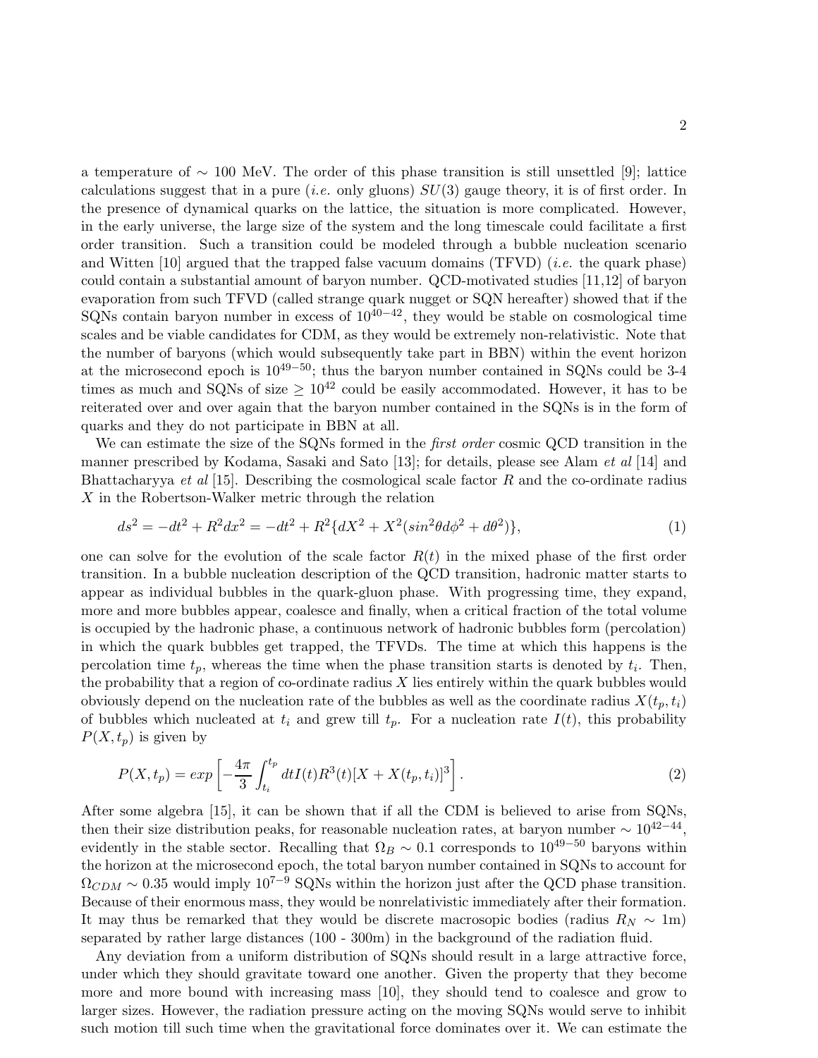a temperature of $\sim$ 100 MeV. The order of this phase transition is still unsettled [9]; lattice calculations suggest that in a pure (*i.e.* only gluons) $SU(3)$ gauge theory, it is of first order. In the presence of dynamical quarks on the lattice, the situation is more complicated. However, in the early universe, the large size of the system and the long timescale could facilitate a first order transition. Such a transition could be modeled through a bubble nucleation scenario and Witten [10] argued that the trapped false vacuum domains (TFVD) (*i.e.* the quark phase) could contain a substantial amount of baryon number. QCD-motivated studies [11,12] of baryon evaporation from such TFVD (called strange quark nugget or SQN hereafter) showed that if the SQNs contain baryon number in excess of $10^{40-42}$, they would be stable on cosmological time scales and be viable candidates for CDM, as they would be extremely non-relativistic. Note that the number of baryons (which would subsequently take part in BBN) within the event horizon at the microsecond epoch is $10^{49-50}$; thus the baryon number contained in SQNs could be 3-4 times as much and SQNs of size $\geq 10^{42}$ could be easily accommodated. However, it has to be reiterated over and over again that the baryon number contained in the SQNs is in the form of quarks and they do not participate in BBN at all.

We can estimate the size of the SQNs formed in the *first order* cosmic QCD transition in the manner prescribed by Kodama, Sasaki and Sato [13]; for details, please see Alam *et al* [14] and Bhattacharyya *et al* [15]. Describing the cosmological scale factor $R$ and the co-ordinate radius $X$ in the Robertson-Walker metric through the relation

$$ds^2 = -dt^2 + R^2 dx^2 = -dt^2 + R^2\{dX^2 + X^2(sin^2\theta d\phi^2 + d\theta^2)\}, \tag{1}$$

one can solve for the evolution of the scale factor $R(t)$ in the mixed phase of the first order transition. In a bubble nucleation description of the QCD transition, hadronic matter starts to appear as individual bubbles in the quark-gluon phase. With progressing time, they expand, more and more bubbles appear, coalesce and finally, when a critical fraction of the total volume is occupied by the hadronic phase, a continuous network of hadronic bubbles form (percolation) in which the quark bubbles get trapped, the TFVDs. The time at which this happens is the percolation time $t_p$, whereas the time when the phase transition starts is denoted by $t_i$. Then, the probability that a region of co-ordinate radius $X$ lies entirely within the quark bubbles would obviously depend on the nucleation rate of the bubbles as well as the coordinate radius $X(t_p, t_i)$ of bubbles which nucleated at $t_i$ and grew till $t_p$. For a nucleation rate $I(t)$, this probability $P(X, t_p)$ is given by

$$P(X, t_p) = exp\left[-\frac{4\pi}{3}\int_{t_i}^{t_p} dt I(t) R^3(t)[X + X(t_p, t_i)]^3\right]. \tag{2}$$

After some algebra [15], it can be shown that if all the CDM is believed to arise from SQNs, then their size distribution peaks, for reasonable nucleation rates, at baryon number $\sim 10^{42-44}$, evidently in the stable sector. Recalling that $\Omega_B \sim 0.1$ corresponds to $10^{49-50}$ baryons within the horizon at the microsecond epoch, the total baryon number contained in SQNs to account for $\Omega_{CDM} \sim 0.35$ would imply $10^{7-9}$ SQNs within the horizon just after the QCD phase transition. Because of their enormous mass, they would be nonrelativistic immediately after their formation. It may thus be remarked that they would be discrete macrosopic bodies (radius $R_N \sim$ 1m) separated by rather large distances (100 - 300m) in the background of the radiation fluid.

Any deviation from a uniform distribution of SQNs should result in a large attractive force, under which they should gravitate toward one another. Given the property that they become more and more bound with increasing mass [10], they should tend to coalesce and grow to larger sizes. However, the radiation pressure acting on the moving SQNs would serve to inhibit such motion till such time when the gravitational force dominates over it. We can estimate the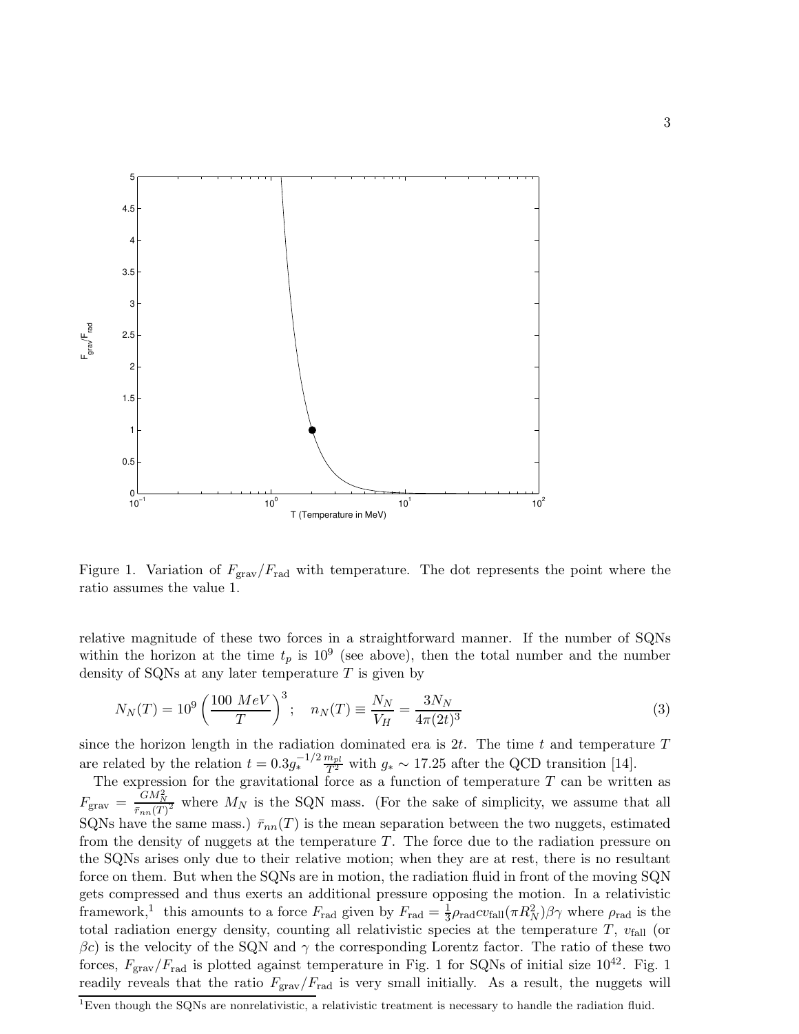Figure 1. Variation of $F_{\rm grav}/F_{\rm rad}$ with temperature. The dot represents the point where the ratio assumes the value 1.

relative magnitude of these two forces in a straightforward manner. If the number of SQNs within the horizon at the time $t_p$ is $10^9$ (see above), then the total number and the number density of SQNs at any later temperature $T$ is given by

$$N_N(T) = 10^9 \left(\frac{100\ MeV}{T}\right)^3; \quad n_N(T) \equiv \frac{N_N}{V_H} = \frac{3N_N}{4\pi(2t)^3} \tag{3}$$

since the horizon length in the radiation dominated era is $2t$. The time $t$ and temperature $T$ are related by the relation $t = 0.3 g_*^{-1/2} \frac{m_{pl}}{T^2}$ with $g_* \sim 17.25$ after the QCD transition [14].

The expression for the gravitational force as a function of temperature $T$ can be written as $F_{\rm grav} = \frac{GM_N^2}{\bar{r}_{nn}(T)^2}$ where $M_N$ is the SQN mass. (For the sake of simplicity, we assume that all SQNs have the same mass.) $\bar{r}_{nn}(T)$ is the mean separation between the two nuggets, estimated from the density of nuggets at the temperature $T$. The force due to the radiation pressure on the SQNs arises only due to their relative motion; when they are at rest, there is no resultant force on them. But when the SQNs are in motion, the radiation fluid in front of the moving SQN gets compressed and thus exerts an additional pressure opposing the motion. In a relativistic framework,[1] this amounts to a force $F_{\rm rad}$ given by $F_{\rm rad} = \frac{1}{3}\rho_{\rm rad} c v_{\rm fall}(\pi R_N^2)\beta\gamma$ where $\rho_{\rm rad}$ is the total radiation energy density, counting all relativistic species at the temperature $T$, $v_{\rm fall}$ (or $\beta c$) is the velocity of the SQN and $\gamma$ the corresponding Lorentz factor. The ratio of these two forces, $F_{\rm grav}/F_{\rm rad}$ is plotted against temperature in Fig. 1 for SQNs of initial size $10^{42}$. Fig. 1 readily reveals that the ratio $F_{\rm grav}/F_{\rm rad}$ is very small initially. As a result, the nuggets will

[1] Even though the SQNs are nonrelativistic, a relativistic treatment is necessary to handle the radiation fluid.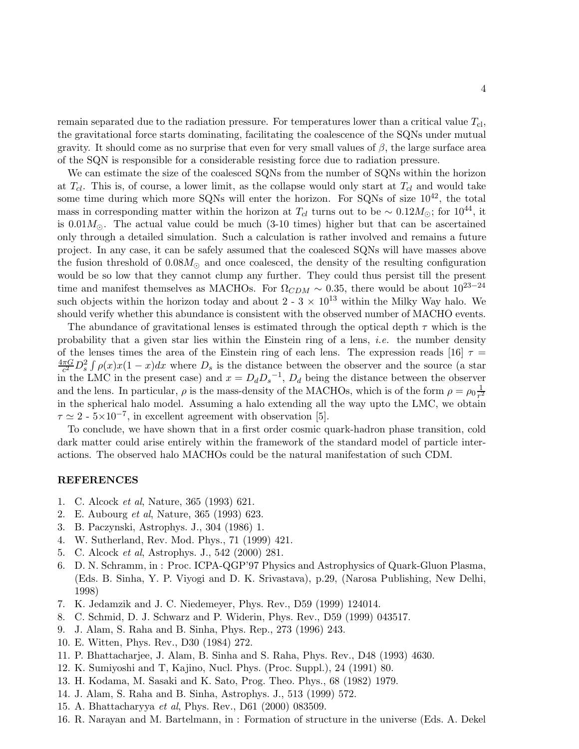remain separated due to the radiation pressure. For temperatures lower than a critical value $T_{\rm cl}$, the gravitational force starts dominating, facilitating the coalescence of the SQNs under mutual gravity. It should come as no surprise that even for very small values of $\beta$, the large surface area of the SQN is responsible for a considerable resisting force due to radiation pressure.

We can estimate the size of the coalesced SQNs from the number of SQNs within the horizon at $T_{cl}$. This is, of course, a lower limit, as the collapse would only start at $T_{cl}$ and would take some time during which more SQNs will enter the horizon. For SQNs of size $10^{42}$, the total mass in corresponding matter within the horizon at $T_{cl}$ turns out to be $\sim 0.12 M_\odot$; for $10^{44}$, it is $0.01 M_\odot$. The actual value could be much (3-10 times) higher but that can be ascertained only through a detailed simulation. Such a calculation is rather involved and remains a future project. In any case, it can be safely assumed that the coalesced SQNs will have masses above the fusion threshold of $0.08 M_\odot$ and once coalesced, the density of the resulting configuration would be so low that they cannot clump any further. They could thus persist till the present time and manifest themselves as MACHOs. For $\Omega_{CDM} \sim 0.35$, there would be about $10^{23-24}$ such objects within the horizon today and about 2 - 3 $\times$ $10^{13}$ within the Milky Way halo. We should verify whether this abundance is consistent with the observed number of MACHO events.

The abundance of gravitational lenses is estimated through the optical depth $\tau$ which is the probability that a given star lies within the Einstein ring of a lens, *i.e.* the number density of the lenses times the area of the Einstein ring of each lens. The expression reads [16] $\tau = \frac{4\pi G}{c^2} D_s^2 \int \rho(x) x(1-x) dx$ where $D_s$ is the distance between the observer and the source (a star in the LMC in the present case) and $x = D_d {D_s}^{-1}$, $D_d$ being the distance between the observer and the lens. In particular, $\rho$ is the mass-density of the MACHOs, which is of the form $\rho = \rho_0 \frac{1}{r^2}$ in the spherical halo model. Assuming a halo extending all the way upto the LMC, we obtain $\tau \simeq 2$ - $5 \times 10^{-7}$, in excellent agreement with observation [5].

To conclude, we have shown that in a first order cosmic quark-hadron phase transition, cold dark matter could arise entirely within the framework of the standard model of particle interactions. The observed halo MACHOs could be the natural manifestation of such CDM.

## REFERENCES

1. C. Alcock *et al*, Nature, 365 (1993) 621.
2. E. Aubourg *et al*, Nature, 365 (1993) 623.
3. B. Paczynski, Astrophys. J., 304 (1986) 1.
4. W. Sutherland, Rev. Mod. Phys., 71 (1999) 421.
5. C. Alcock *et al*, Astrophys. J., 542 (2000) 281.
6. D. N. Schramm, in : Proc. ICPA-QGP'97 Physics and Astrophysics of Quark-Gluon Plasma, (Eds. B. Sinha, Y. P. Viyogi and D. K. Srivastava), p.29, (Narosa Publishing, New Delhi, 1998)
7. K. Jedamzik and J. C. Niedemeyer, Phys. Rev., D59 (1999) 124014.
8. C. Schmid, D. J. Schwarz and P. Widerin, Phys. Rev., D59 (1999) 043517.
9. J. Alam, S. Raha and B. Sinha, Phys. Rep., 273 (1996) 243.
10. E. Witten, Phys. Rev., D30 (1984) 272.
11. P. Bhattacharjee, J. Alam, B. Sinha and S. Raha, Phys. Rev., D48 (1993) 4630.
12. K. Sumiyoshi and T, Kajino, Nucl. Phys. (Proc. Suppl.), 24 (1991) 80.
13. H. Kodama, M. Sasaki and K. Sato, Prog. Theo. Phys., 68 (1982) 1979.
14. J. Alam, S. Raha and B. Sinha, Astrophys. J., 513 (1999) 572.
15. A. Bhattacharyya *et al*, Phys. Rev., D61 (2000) 083509.
16. R. Narayan and M. Bartelmann, in : Formation of structure in the universe (Eds. A. Dekel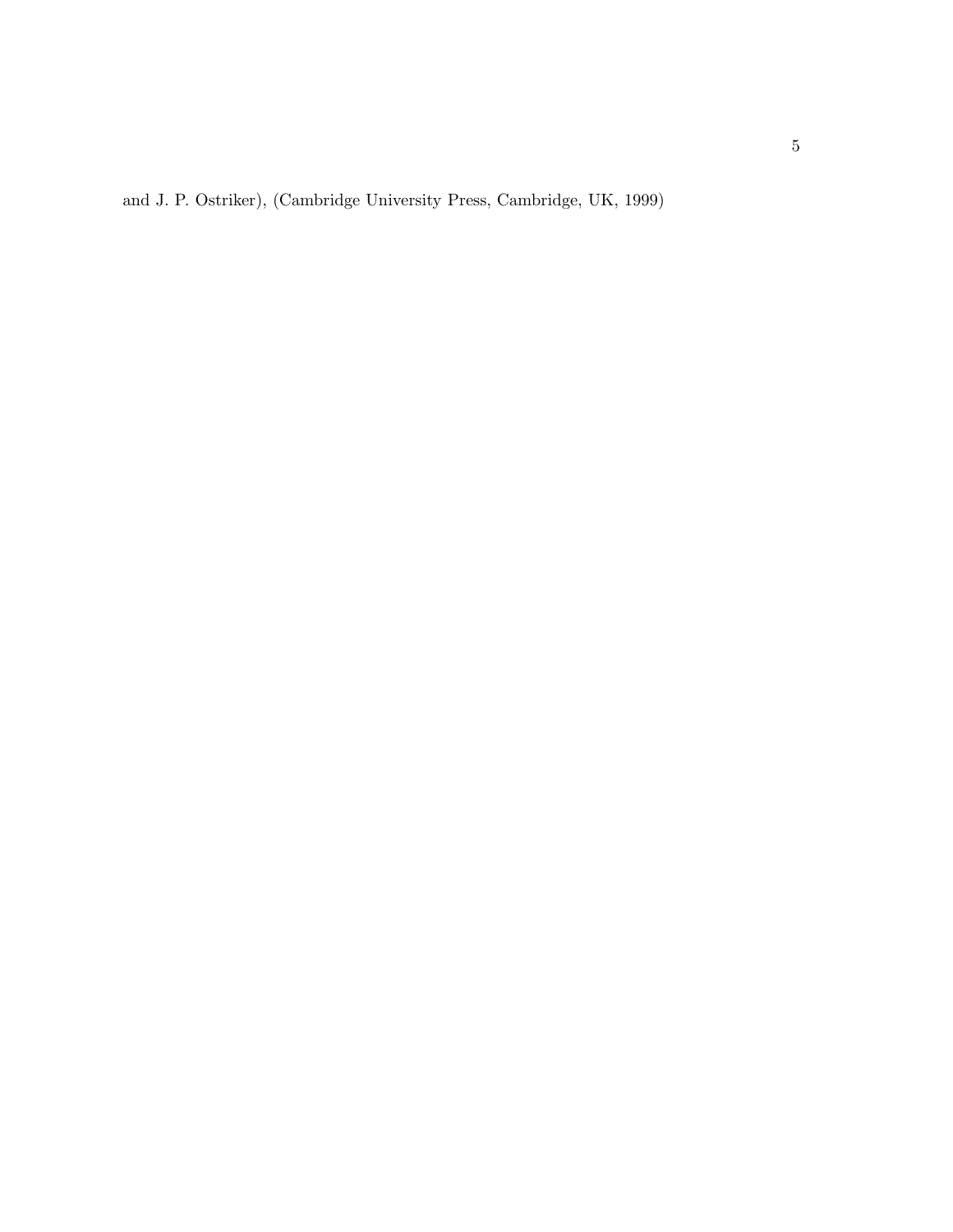and J. P. Ostriker), (Cambridge University Press, Cambridge, UK, 1999)